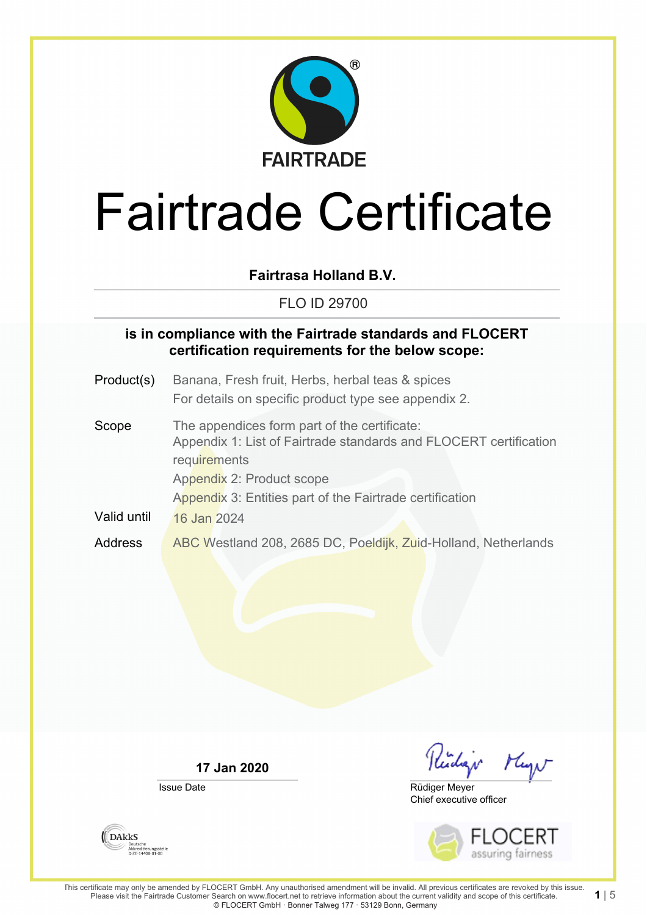FAIRTRADE

# Fairtrade Certificate

**Fairtrasa Holland B.V.**

FLO ID 29700

**is in compliance with the Fairtrade standards and FLOCERT certification requirements for the below scope:**

| | |
|---|---|
| Product(s) | Banana, Fresh fruit, Herbs, herbal teas & spices<br>For details on specific product type see appendix 2. |
| Scope | The appendices form part of the certificate:<br>Appendix 1: List of Fairtrade standards and FLOCERT certification requirements<br>Appendix 2: Product scope<br>Appendix 3: Entities part of the Fairtrade certification |
| Valid until | 16 Jan 2024 |
| Address | ABC Westland 208, 2685 DC, Poeldijk, Zuid-Holland, Netherlands |

**17 Jan 2020**
Issue Date

Rüdiger Meyer
Chief executive officer

DAkkS Deutsche Akkreditierungsstelle D-ZE-14408-01-00

FLOCERT assuring fairness

This certificate may only be amended by FLOCERT GmbH. Any unauthorised amendment will be invalid. All previous certificates are revoked by this issue. Please visit the Fairtrade Customer Search on www.flocert.net to retrieve information about the current validity and scope of this certificate.
© FLOCERT GmbH · Bonner Talweg 177 · 53129 Bonn, Germany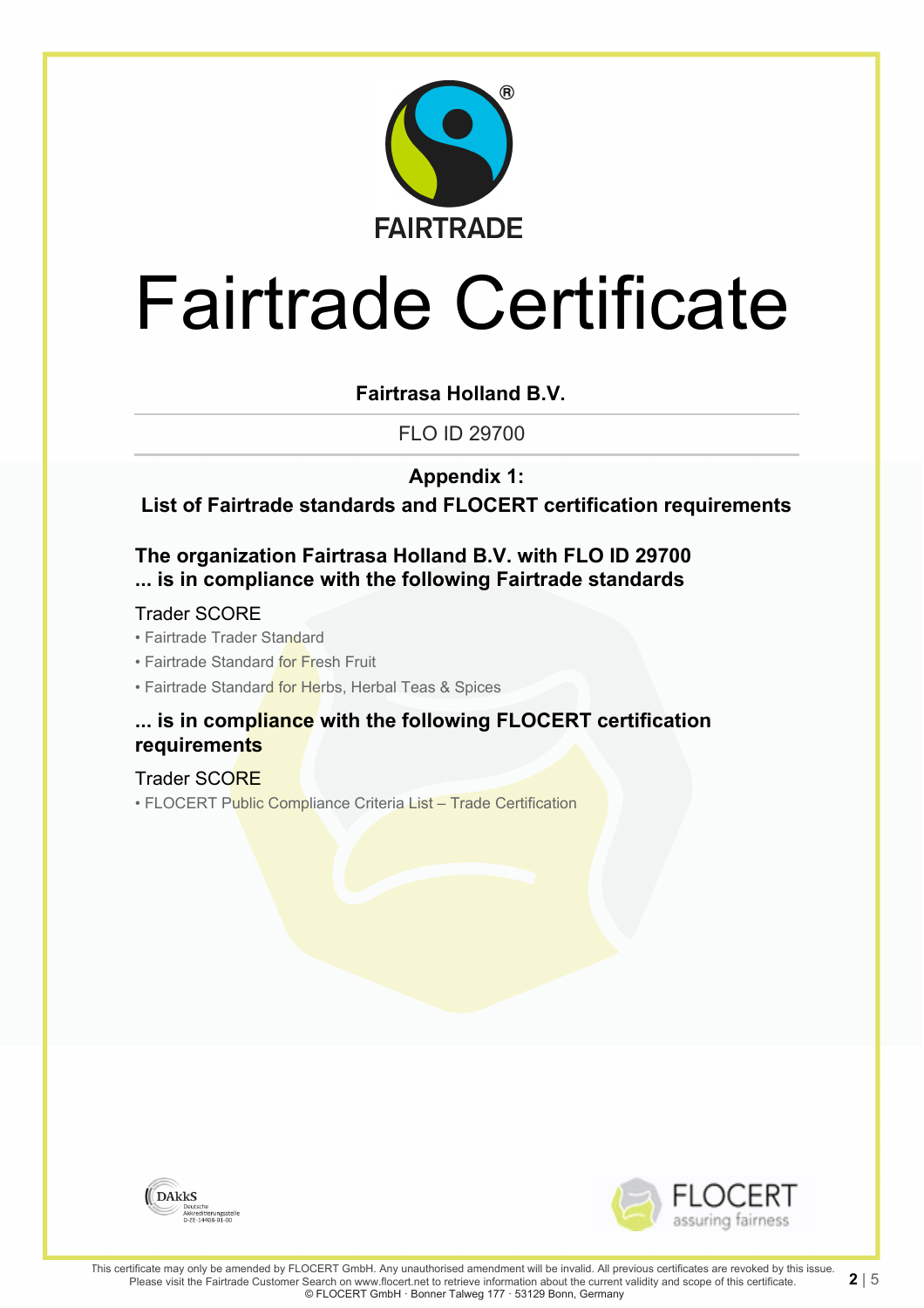FAIRTRADE

# Fairtrade Certificate

**Fairtrasa Holland B.V.**

FLO ID 29700

**Appendix 1:**
**List of Fairtrade standards and FLOCERT certification requirements**

### The organization Fairtrasa Holland B.V. with FLO ID 29700 ... is in compliance with the following Fairtrade standards

Trader SCORE

- Fairtrade Trader Standard
- Fairtrade Standard for Fresh Fruit
- Fairtrade Standard for Herbs, Herbal Teas & Spices

### ... is in compliance with the following FLOCERT certification requirements

Trader SCORE

- FLOCERT Public Compliance Criteria List – Trade Certification

DAkkS Deutsche Akkreditierungsstelle D-ZE-14408-01-00

FLOCERT assuring fairness

This certificate may only be amended by FLOCERT GmbH. Any unauthorised amendment will be invalid. All previous certificates are revoked by this issue. Please visit the Fairtrade Customer Search on www.flocert.net to retrieve information about the current validity and scope of this certificate.
© FLOCERT GmbH · Bonner Talweg 177 · 53129 Bonn, Germany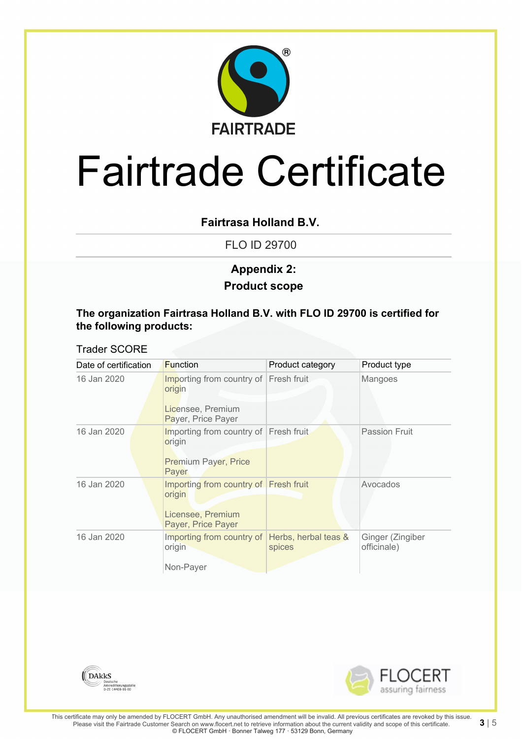FAIRTRADE

# Fairtrade Certificate

**Fairtrasa Holland B.V.**

FLO ID 29700

**Appendix 2:**
**Product scope**

**The organization Fairtrasa Holland B.V. with FLO ID 29700 is certified for the following products:**

Trader SCORE

| Date of certification | Function | Product category | Product type |
|---|---|---|---|
| 16 Jan 2020 | Importing from country of origin<br><br>Licensee, Premium Payer, Price Payer | Fresh fruit | Mangoes |
| 16 Jan 2020 | Importing from country of origin<br><br>Premium Payer, Price Payer | Fresh fruit | Passion Fruit |
| 16 Jan 2020 | Importing from country of origin<br><br>Licensee, Premium Payer, Price Payer | Fresh fruit | Avocados |
| 16 Jan 2020 | Importing from country of origin<br><br>Non-Payer | Herbs, herbal teas & spices | Ginger (Zingiber officinale) |

DAkkS Deutsche Akkreditierungsstelle D-ZE-14408-01-00

FLOCERT assuring fairness

This certificate may only be amended by FLOCERT GmbH. Any unauthorised amendment will be invalid. All previous certificates are revoked by this issue. Please visit the Fairtrade Customer Search on www.flocert.net to retrieve information about the current validity and scope of this certificate.
© FLOCERT GmbH · Bonner Talweg 177 · 53129 Bonn, Germany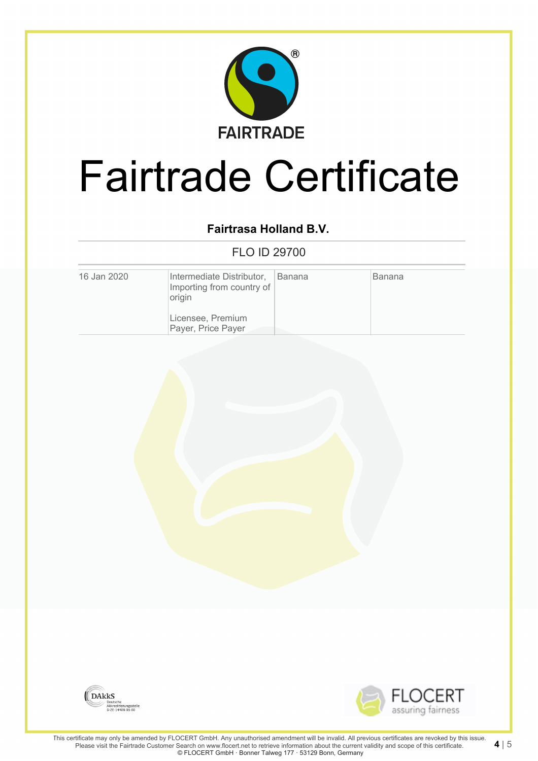FAIRTRADE

# Fairtrade Certificate

**Fairtrasa Holland B.V.**

FLO ID 29700

| | | | |
|---|---|---|---|
| 16 Jan 2020 | Intermediate Distributor, Importing from country of origin<br><br>Licensee, Premium Payer, Price Payer | Banana | Banana |

DAkkS Deutsche Akkreditierungsstelle D-ZE-14408-01-00

FLOCERT assuring fairness

This certificate may only be amended by FLOCERT GmbH. Any unauthorised amendment will be invalid. All previous certificates are revoked by this issue. Please visit the Fairtrade Customer Search on www.flocert.net to retrieve information about the current validity and scope of this certificate.
© FLOCERT GmbH · Bonner Talweg 177 · 53129 Bonn, Germany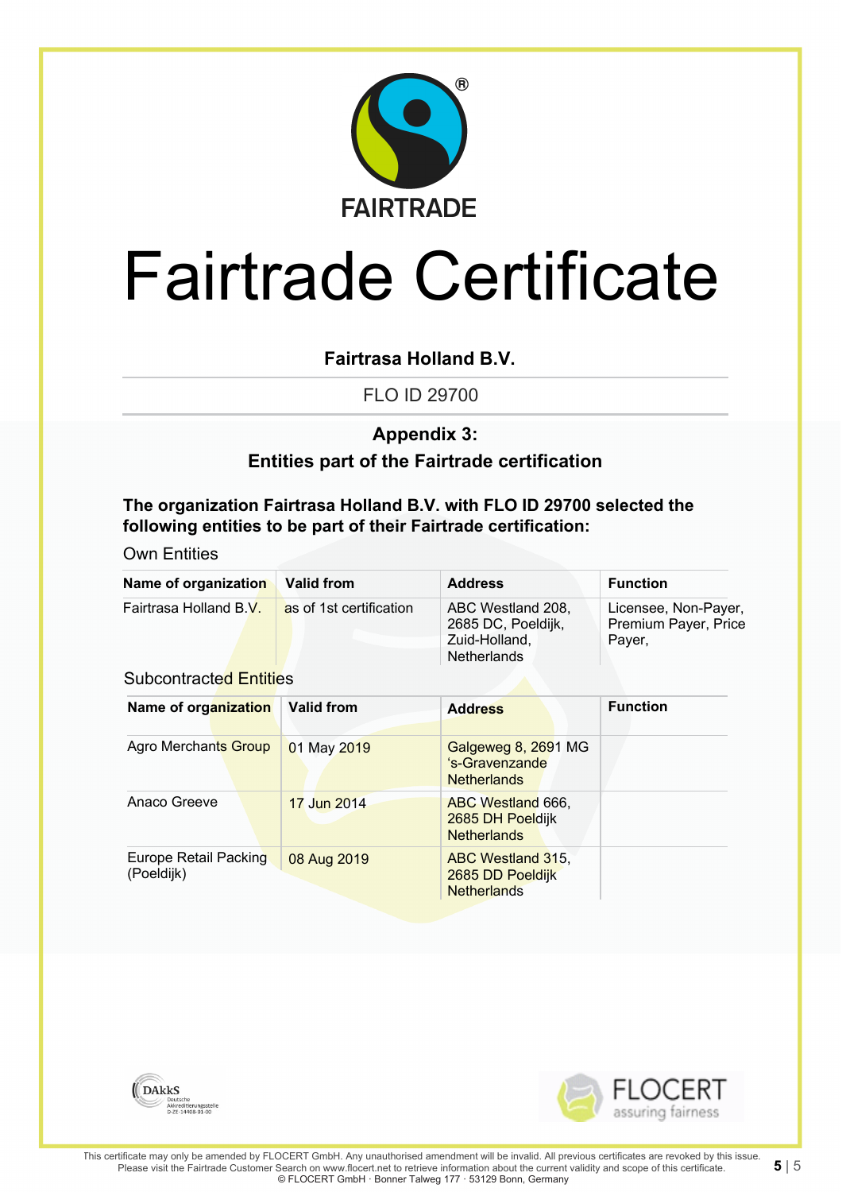FAIRTRADE

# Fairtrade Certificate

**Fairtrasa Holland B.V.**

FLO ID 29700

## Appendix 3:
## Entities part of the Fairtrade certification

**The organization Fairtrasa Holland B.V. with FLO ID 29700 selected the following entities to be part of their Fairtrade certification:**

Own Entities

| Name of organization | Valid from | Address | Function |
|---|---|---|---|
| Fairtrasa Holland B.V. | as of 1st certification | ABC Westland 208, 2685 DC, Poeldijk, Zuid-Holland, Netherlands | Licensee, Non-Payer, Premium Payer, Price Payer, |

Subcontracted Entities

| Name of organization | Valid from | Address | Function |
|---|---|---|---|
| Agro Merchants Group | 01 May 2019 | Galgeweg 8, 2691 MG 's-Gravenzande Netherlands | |
| Anaco Greeve | 17 Jun 2014 | ABC Westland 666, 2685 DH Poeldijk Netherlands | |
| Europe Retail Packing (Poeldijk) | 08 Aug 2019 | ABC Westland 315, 2685 DD Poeldijk Netherlands | |

DAkkS Deutsche Akkreditierungsstelle D-ZE-14408-01-00

FLOCERT assuring fairness

This certificate may only be amended by FLOCERT GmbH. Any unauthorised amendment will be invalid. All previous certificates are revoked by this issue. Please visit the Fairtrade Customer Search on www.flocert.net to retrieve information about the current validity and scope of this certificate.
© FLOCERT GmbH · Bonner Talweg 177 · 53129 Bonn, Germany